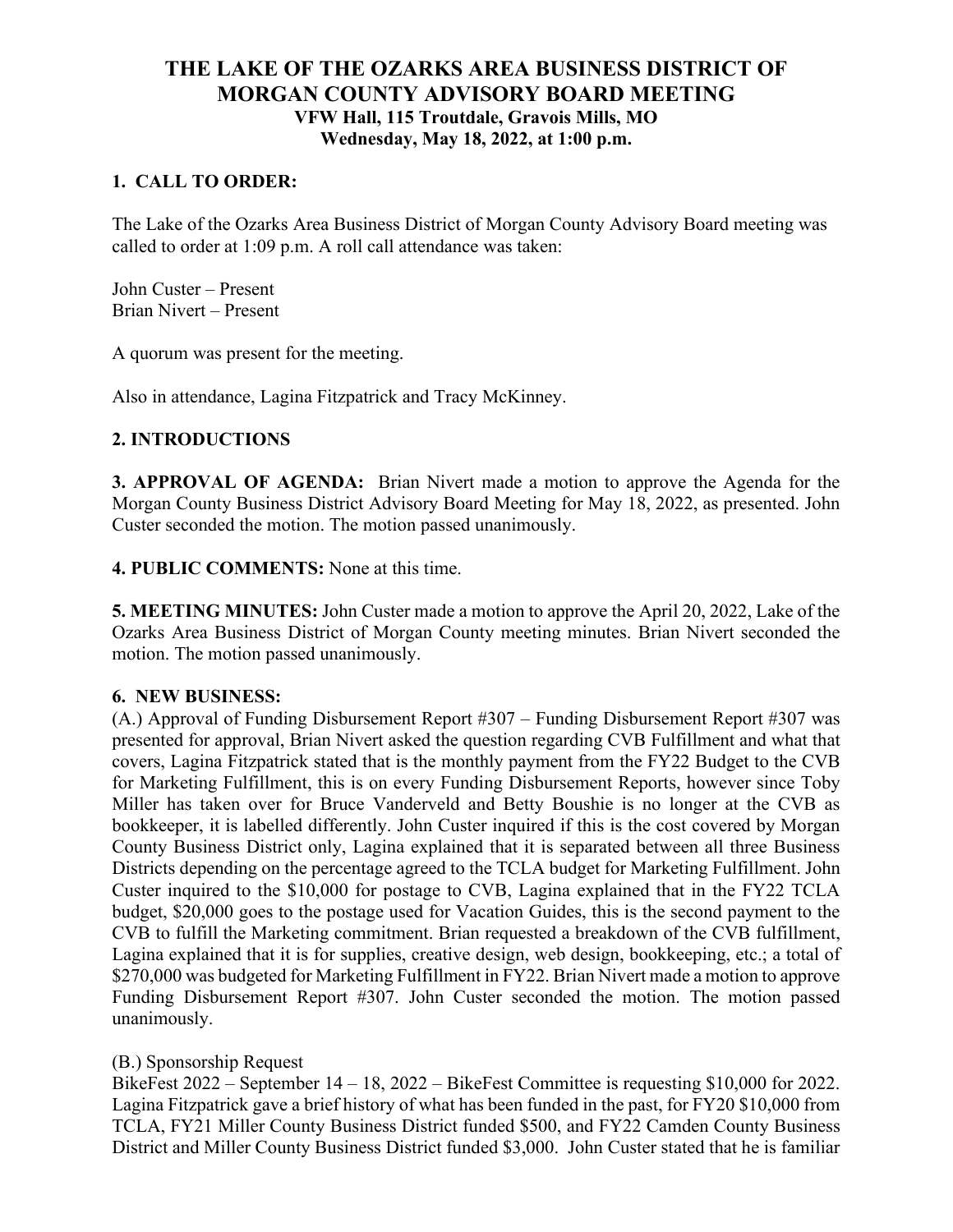# THE LAKE OF THE OZARKS AREA BUSINESS DISTRICT OF MORGAN COUNTY ADVISORY BOARD MEETING

**VFW Hall, 115 Troutdale, Gravois Mills, MO**
**Wednesday, May 18, 2022, at 1:00 p.m.**

## 1. CALL TO ORDER:

The Lake of the Ozarks Area Business District of Morgan County Advisory Board meeting was called to order at 1:09 p.m. A roll call attendance was taken:

John Custer – Present
Brian Nivert – Present

A quorum was present for the meeting.

Also in attendance, Lagina Fitzpatrick and Tracy McKinney.

## 2. INTRODUCTIONS

**3. APPROVAL OF AGENDA:** Brian Nivert made a motion to approve the Agenda for the Morgan County Business District Advisory Board Meeting for May 18, 2022, as presented. John Custer seconded the motion. The motion passed unanimously.

**4. PUBLIC COMMENTS:** None at this time.

**5. MEETING MINUTES:** John Custer made a motion to approve the April 20, 2022, Lake of the Ozarks Area Business District of Morgan County meeting minutes. Brian Nivert seconded the motion. The motion passed unanimously.

## 6. NEW BUSINESS:

(A.) Approval of Funding Disbursement Report #307 – Funding Disbursement Report #307 was presented for approval, Brian Nivert asked the question regarding CVB Fulfillment and what that covers, Lagina Fitzpatrick stated that is the monthly payment from the FY22 Budget to the CVB for Marketing Fulfillment, this is on every Funding Disbursement Reports, however since Toby Miller has taken over for Bruce Vanderveld and Betty Boushie is no longer at the CVB as bookkeeper, it is labelled differently. John Custer inquired if this is the cost covered by Morgan County Business District only, Lagina explained that it is separated between all three Business Districts depending on the percentage agreed to the TCLA budget for Marketing Fulfillment. John Custer inquired to the $10,000 for postage to CVB, Lagina explained that in the FY22 TCLA budget, $20,000 goes to the postage used for Vacation Guides, this is the second payment to the CVB to fulfill the Marketing commitment. Brian requested a breakdown of the CVB fulfillment, Lagina explained that it is for supplies, creative design, web design, bookkeeping, etc.; a total of $270,000 was budgeted for Marketing Fulfillment in FY22. Brian Nivert made a motion to approve Funding Disbursement Report #307. John Custer seconded the motion. The motion passed unanimously.

(B.) Sponsorship Request

BikeFest 2022 – September 14 – 18, 2022 – BikeFest Committee is requesting $10,000 for 2022. Lagina Fitzpatrick gave a brief history of what has been funded in the past, for FY20 $10,000 from TCLA, FY21 Miller County Business District funded $500, and FY22 Camden County Business District and Miller County Business District funded $3,000. John Custer stated that he is familiar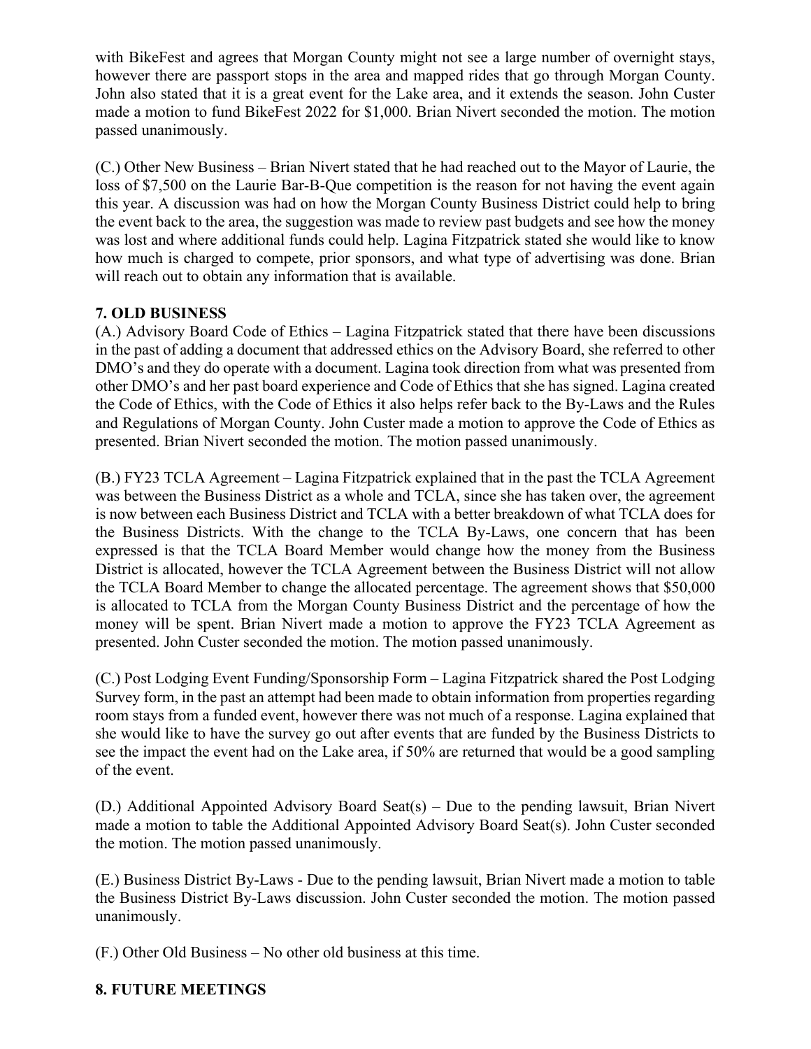with BikeFest and agrees that Morgan County might not see a large number of overnight stays, however there are passport stops in the area and mapped rides that go through Morgan County. John also stated that it is a great event for the Lake area, and it extends the season. John Custer made a motion to fund BikeFest 2022 for $1,000. Brian Nivert seconded the motion. The motion passed unanimously.

(C.) Other New Business – Brian Nivert stated that he had reached out to the Mayor of Laurie, the loss of $7,500 on the Laurie Bar-B-Que competition is the reason for not having the event again this year. A discussion was had on how the Morgan County Business District could help to bring the event back to the area, the suggestion was made to review past budgets and see how the money was lost and where additional funds could help. Lagina Fitzpatrick stated she would like to know how much is charged to compete, prior sponsors, and what type of advertising was done. Brian will reach out to obtain any information that is available.

**7. OLD BUSINESS**

(A.) Advisory Board Code of Ethics – Lagina Fitzpatrick stated that there have been discussions in the past of adding a document that addressed ethics on the Advisory Board, she referred to other DMO's and they do operate with a document. Lagina took direction from what was presented from other DMO's and her past board experience and Code of Ethics that she has signed. Lagina created the Code of Ethics, with the Code of Ethics it also helps refer back to the By-Laws and the Rules and Regulations of Morgan County. John Custer made a motion to approve the Code of Ethics as presented. Brian Nivert seconded the motion. The motion passed unanimously.

(B.) FY23 TCLA Agreement – Lagina Fitzpatrick explained that in the past the TCLA Agreement was between the Business District as a whole and TCLA, since she has taken over, the agreement is now between each Business District and TCLA with a better breakdown of what TCLA does for the Business Districts. With the change to the TCLA By-Laws, one concern that has been expressed is that the TCLA Board Member would change how the money from the Business District is allocated, however the TCLA Agreement between the Business District will not allow the TCLA Board Member to change the allocated percentage. The agreement shows that $50,000 is allocated to TCLA from the Morgan County Business District and the percentage of how the money will be spent. Brian Nivert made a motion to approve the FY23 TCLA Agreement as presented. John Custer seconded the motion. The motion passed unanimously.

(C.) Post Lodging Event Funding/Sponsorship Form – Lagina Fitzpatrick shared the Post Lodging Survey form, in the past an attempt had been made to obtain information from properties regarding room stays from a funded event, however there was not much of a response. Lagina explained that she would like to have the survey go out after events that are funded by the Business Districts to see the impact the event had on the Lake area, if 50% are returned that would be a good sampling of the event.

(D.) Additional Appointed Advisory Board Seat(s) – Due to the pending lawsuit, Brian Nivert made a motion to table the Additional Appointed Advisory Board Seat(s). John Custer seconded the motion. The motion passed unanimously.

(E.) Business District By-Laws - Due to the pending lawsuit, Brian Nivert made a motion to table the Business District By-Laws discussion. John Custer seconded the motion. The motion passed unanimously.

(F.) Other Old Business – No other old business at this time.

**8. FUTURE MEETINGS**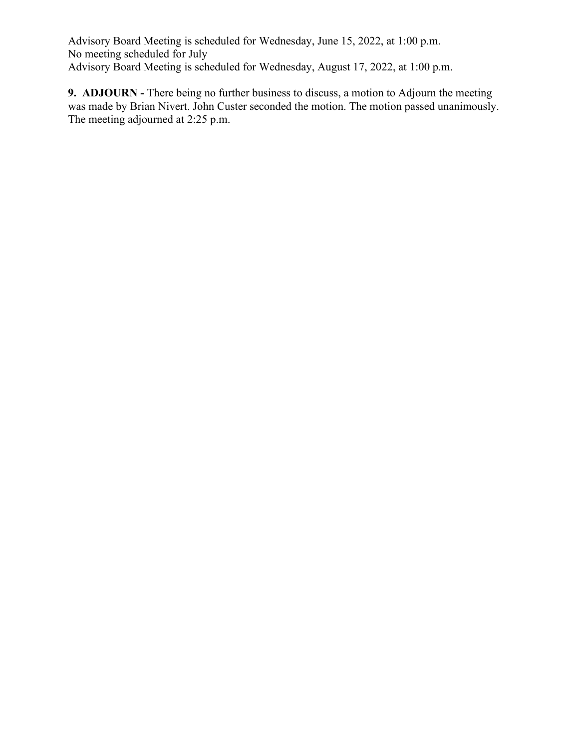Advisory Board Meeting is scheduled for Wednesday, June 15, 2022, at 1:00 p.m.
No meeting scheduled for July
Advisory Board Meeting is scheduled for Wednesday, August 17, 2022, at 1:00 p.m.

**9. ADJOURN -** There being no further business to discuss, a motion to Adjourn the meeting was made by Brian Nivert. John Custer seconded the motion. The motion passed unanimously. The meeting adjourned at 2:25 p.m.